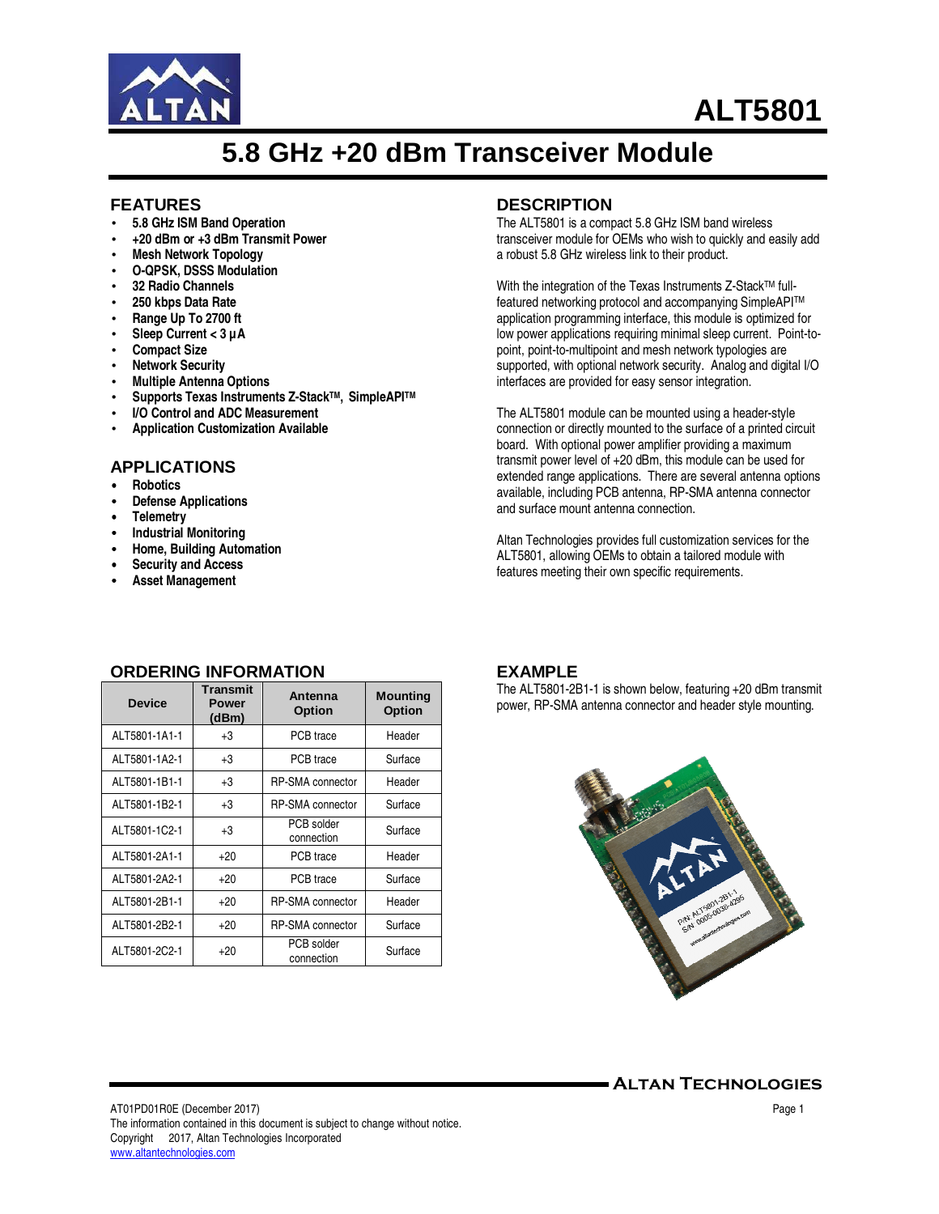# ALT5801

## 5.8 GHz +20 dBm Transceiver Module

### FEATURES

- **5.8 GHz ISM Band Operation**
- **+20 dBm or +3 dBm Transmit Power**
- **Mesh Network Topology**
- **O-QPSK, DSSS Modulation**
- **32 Radio Channels**
- **250 kbps Data Rate**
- **Range Up To 2700 ft**
- **Sleep Current < 3 µA**
- **Compact Size**
- **Network Security**
- **Multiple Antenna Options**
- **Supports Texas Instruments Z-Stack™, SimpleAPI™**
- **I/O Control and ADC Measurement**
- **Application Customization Available**

### APPLICATIONS

- **Robotics**
- **Defense Applications**
- **Telemetry**
- **Industrial Monitoring**
- **Home, Building Automation**
- **Security and Access**
- **Asset Management**

### DESCRIPTION

The ALT5801 is a compact 5.8 GHz ISM band wireless transceiver module for OEMs who wish to quickly and easily add a robust 5.8 GHz wireless link to their product.

With the integration of the Texas Instruments Z-Stack™ full-featured networking protocol and accompanying SimpleAPI™ application programming interface, this module is optimized for low power applications requiring minimal sleep current. Point-to-point, point-to-multipoint and mesh network typologies are supported, with optional network security. Analog and digital I/O interfaces are provided for easy sensor integration.

The ALT5801 module can be mounted using a header-style connection or directly mounted to the surface of a printed circuit board. With optional power amplifier providing a maximum transmit power level of +20 dBm, this module can be used for extended range applications. There are several antenna options available, including PCB antenna, RP-SMA antenna connector and surface mount antenna connection.

Altan Technologies provides full customization services for the ALT5801, allowing OEMs to obtain a tailored module with features meeting their own specific requirements.

### ORDERING INFORMATION

| Device | Transmit Power (dBm) | Antenna Option | Mounting Option |
|---|---|---|---|
| ALT5801-1A1-1 | +3 | PCB trace | Header |
| ALT5801-1A2-1 | +3 | PCB trace | Surface |
| ALT5801-1B1-1 | +3 | RP-SMA connector | Header |
| ALT5801-1B2-1 | +3 | RP-SMA connector | Surface |
| ALT5801-1C2-1 | +3 | PCB solder connection | Surface |
| ALT5801-2A1-1 | +20 | PCB trace | Header |
| ALT5801-2A2-1 | +20 | PCB trace | Surface |
| ALT5801-2B1-1 | +20 | RP-SMA connector | Header |
| ALT5801-2B2-1 | +20 | RP-SMA connector | Surface |
| ALT5801-2C2-1 | +20 | PCB solder connection | Surface |

### EXAMPLE

The ALT5801-2B1-1 is shown below, featuring +20 dBm transmit power, RP-SMA antenna connector and header style mounting.

AT01PD01R0E (December 2017)
The information contained in this document is subject to change without notice.
Copyright 2017, Altan Technologies Incorporated
www.altantechnologies.com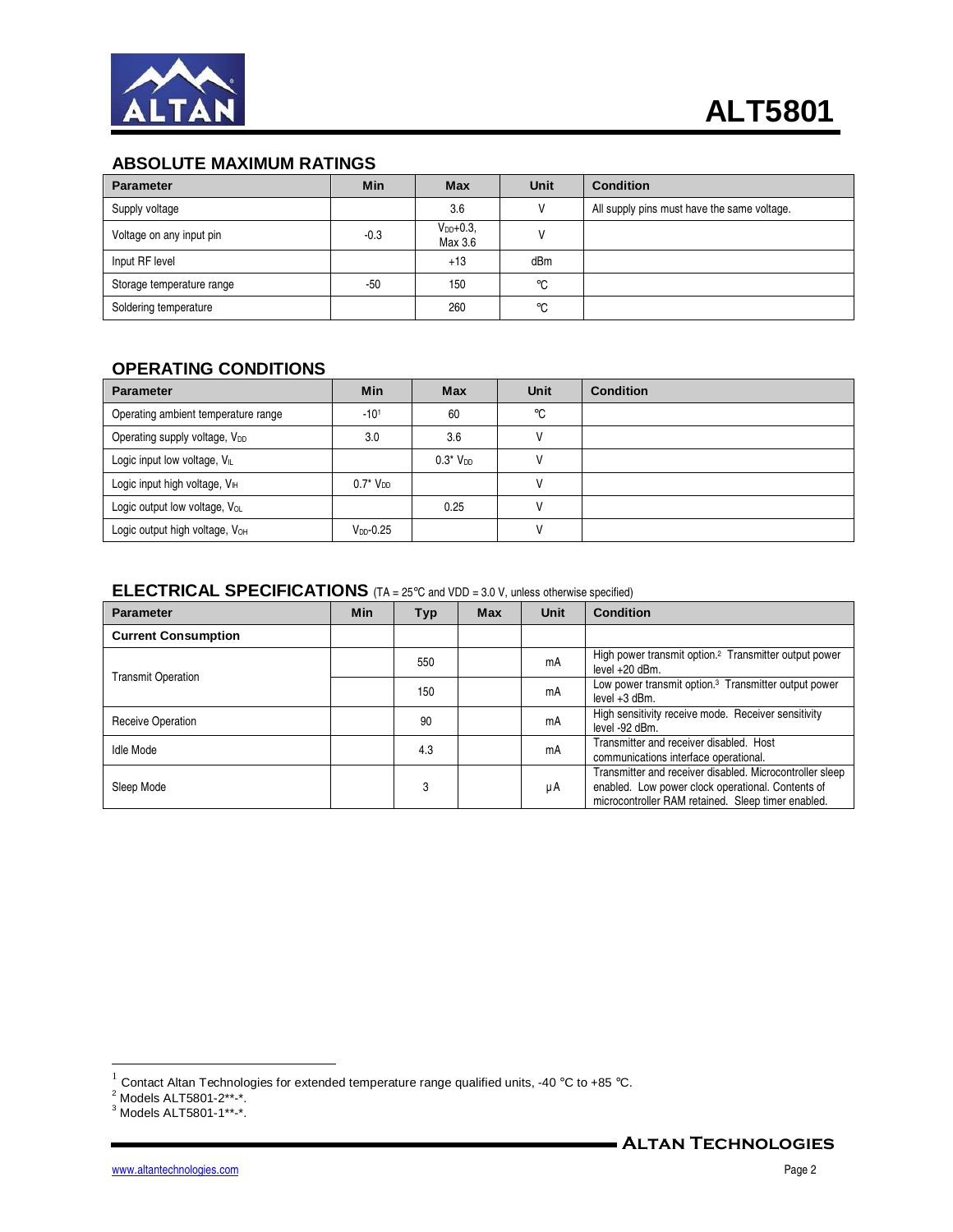## ABSOLUTE MAXIMUM RATINGS

| Parameter | Min | Max | Unit | Condition |
|---|---|---|---|---|
| Supply voltage | | 3.6 | V | All supply pins must have the same voltage. |
| Voltage on any input pin | -0.3 | $V_{DD}$+0.3, Max 3.6 | V | |
| Input RF level | | +13 | dBm | |
| Storage temperature range | -50 | 150 | ℃ | |
| Soldering temperature | | 260 | ℃ | |

## OPERATING CONDITIONS

| Parameter | Min | Max | Unit | Condition |
|---|---|---|---|---|
| Operating ambient temperature range | -10[1] | 60 | ℃ | |
| Operating supply voltage, $V_{DD}$ | 3.0 | 3.6 | V | |
| Logic input low voltage, $V_{IL}$ | | 0.3* $V_{DD}$ | V | |
| Logic input high voltage, $V_{IH}$ | 0.7* $V_{DD}$ | | V | |
| Logic output low voltage, $V_{OL}$ | | 0.25 | V | |
| Logic output high voltage, $V_{OH}$ | $V_{DD}$-0.25 | | V | |

## ELECTRICAL SPECIFICATIONS (TA = 25℃ and VDD = 3.0 V, unless otherwise specified)

| Parameter | Min | Typ | Max | Unit | Condition |
|---|---|---|---|---|---|
| **Current Consumption** | | | | | |
| Transmit Operation | | 550 | | mA | High power transmit option.[2] Transmitter output power level +20 dBm. |
| | | 150 | | mA | Low power transmit option.[3] Transmitter output power level +3 dBm. |
| Receive Operation | | 90 | | mA | High sensitivity receive mode. Receiver sensitivity level -92 dBm. |
| Idle Mode | | 4.3 | | mA | Transmitter and receiver disabled. Host communications interface operational. |
| Sleep Mode | | 3 | | μA | Transmitter and receiver disabled. Microcontroller sleep enabled. Low power clock operational. Contents of microcontroller RAM retained. Sleep timer enabled. |

[1] Contact Altan Technologies for extended temperature range qualified units, -40 °C to +85 ℃.
[2] Models ALT5801-2**-*.
[3] Models ALT5801-1**-*.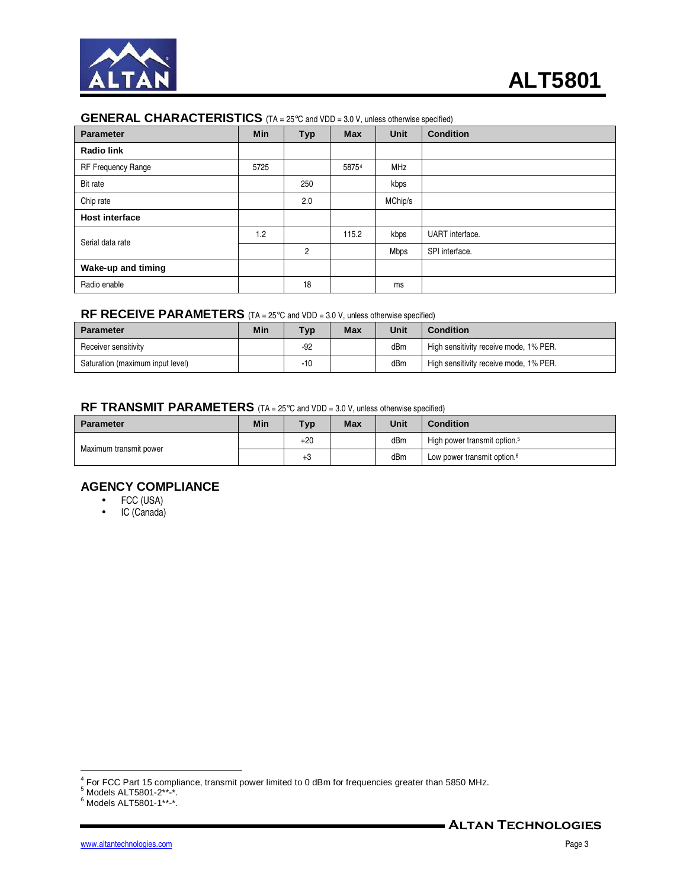## GENERAL CHARACTERISTICS (TA = 25°C and VDD = 3.0 V, unless otherwise specified)

| Parameter | Min | Typ | Max | Unit | Condition |
|---|---|---|---|---|---|
| **Radio link** | | | | | |
| RF Frequency Range | 5725 | | 5875[4] | MHz | |
| Bit rate | | 250 | | kbps | |
| Chip rate | | 2.0 | | MChip/s | |
| **Host interface** | | | | | |
| Serial data rate | 1.2 | | 115.2 | kbps | UART interface. |
| | | 2 | | Mbps | SPI interface. |
| **Wake-up and timing** | | | | | |
| Radio enable | | 18 | | ms | |

## RF RECEIVE PARAMETERS (TA = 25°C and VDD = 3.0 V, unless otherwise specified)

| Parameter | Min | Typ | Max | Unit | Condition |
|---|---|---|---|---|---|
| Receiver sensitivity | | -92 | | dBm | High sensitivity receive mode, 1% PER. |
| Saturation (maximum input level) | | -10 | | dBm | High sensitivity receive mode, 1% PER. |

## RF TRANSMIT PARAMETERS (TA = 25°C and VDD = 3.0 V, unless otherwise specified)

| Parameter | Min | Typ | Max | Unit | Condition |
|---|---|---|---|---|---|
| Maximum transmit power | | +20 | | dBm | High power transmit option.[5] |
| | | +3 | | dBm | Low power transmit option.[6] |

## AGENCY COMPLIANCE

- FCC (USA)
- IC (Canada)

---

[4] For FCC Part 15 compliance, transmit power limited to 0 dBm for frequencies greater than 5850 MHz.
[5] Models ALT5801-2**-*.
[6] Models ALT5801-1**-*.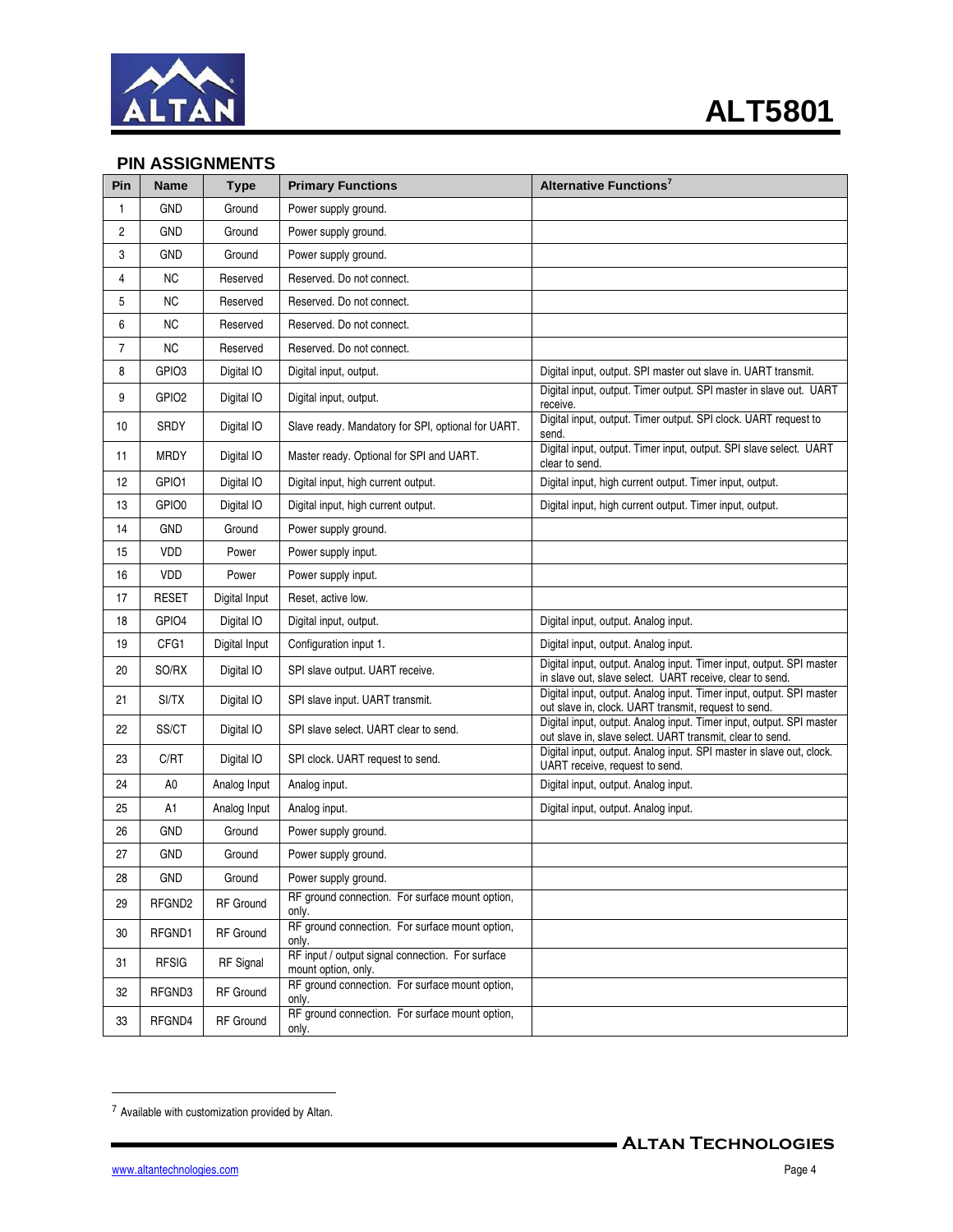## PIN ASSIGNMENTS

| Pin | Name | Type | Primary Functions | Alternative Functions[7] |
|---|---|---|---|---|
| 1 | GND | Ground | Power supply ground. | |
| 2 | GND | Ground | Power supply ground. | |
| 3 | GND | Ground | Power supply ground. | |
| 4 | NC | Reserved | Reserved. Do not connect. | |
| 5 | NC | Reserved | Reserved. Do not connect. | |
| 6 | NC | Reserved | Reserved. Do not connect. | |
| 7 | NC | Reserved | Reserved. Do not connect. | |
| 8 | GPIO3 | Digital IO | Digital input, output. | Digital input, output. SPI master out slave in. UART transmit. |
| 9 | GPIO2 | Digital IO | Digital input, output. | Digital input, output. Timer output. SPI master in slave out. UART receive. |
| 10 | SRDY | Digital IO | Slave ready. Mandatory for SPI, optional for UART. | Digital input, output. Timer output. SPI clock. UART request to send. |
| 11 | MRDY | Digital IO | Master ready. Optional for SPI and UART. | Digital input, output. Timer input, output. SPI slave select. UART clear to send. |
| 12 | GPIO1 | Digital IO | Digital input, high current output. | Digital input, high current output. Timer input, output. |
| 13 | GPIO0 | Digital IO | Digital input, high current output. | Digital input, high current output. Timer input, output. |
| 14 | GND | Ground | Power supply ground. | |
| 15 | VDD | Power | Power supply input. | |
| 16 | VDD | Power | Power supply input. | |
| 17 | RESET | Digital Input | Reset, active low. | |
| 18 | GPIO4 | Digital IO | Digital input, output. | Digital input, output. Analog input. |
| 19 | CFG1 | Digital Input | Configuration input 1. | Digital input, output. Analog input. |
| 20 | SO/RX | Digital IO | SPI slave output. UART receive. | Digital input, output. Analog input. Timer input, output. SPI master in slave out, slave select. UART receive, clear to send. |
| 21 | SI/TX | Digital IO | SPI slave input. UART transmit. | Digital input, output. Analog input. Timer input, output. SPI master out slave in, clock. UART transmit, request to send. |
| 22 | SS/CT | Digital IO | SPI slave select. UART clear to send. | Digital input, output. Analog input. Timer input, output. SPI master out slave in, slave select. UART transmit, clear to send. |
| 23 | C/RT | Digital IO | SPI clock. UART request to send. | Digital input, output. Analog input. SPI master in slave out, clock. UART receive, request to send. |
| 24 | A0 | Analog Input | Analog input. | Digital input, output. Analog input. |
| 25 | A1 | Analog Input | Analog input. | Digital input, output. Analog input. |
| 26 | GND | Ground | Power supply ground. | |
| 27 | GND | Ground | Power supply ground. | |
| 28 | GND | Ground | Power supply ground. | |
| 29 | RFGND2 | RF Ground | RF ground connection. For surface mount option, only. | |
| 30 | RFGND1 | RF Ground | RF ground connection. For surface mount option, only. | |
| 31 | RFSIG | RF Signal | RF input / output signal connection. For surface mount option, only. | |
| 32 | RFGND3 | RF Ground | RF ground connection. For surface mount option, only. | |
| 33 | RFGND4 | RF Ground | RF ground connection. For surface mount option, only. | |

[7] Available with customization provided by Altan.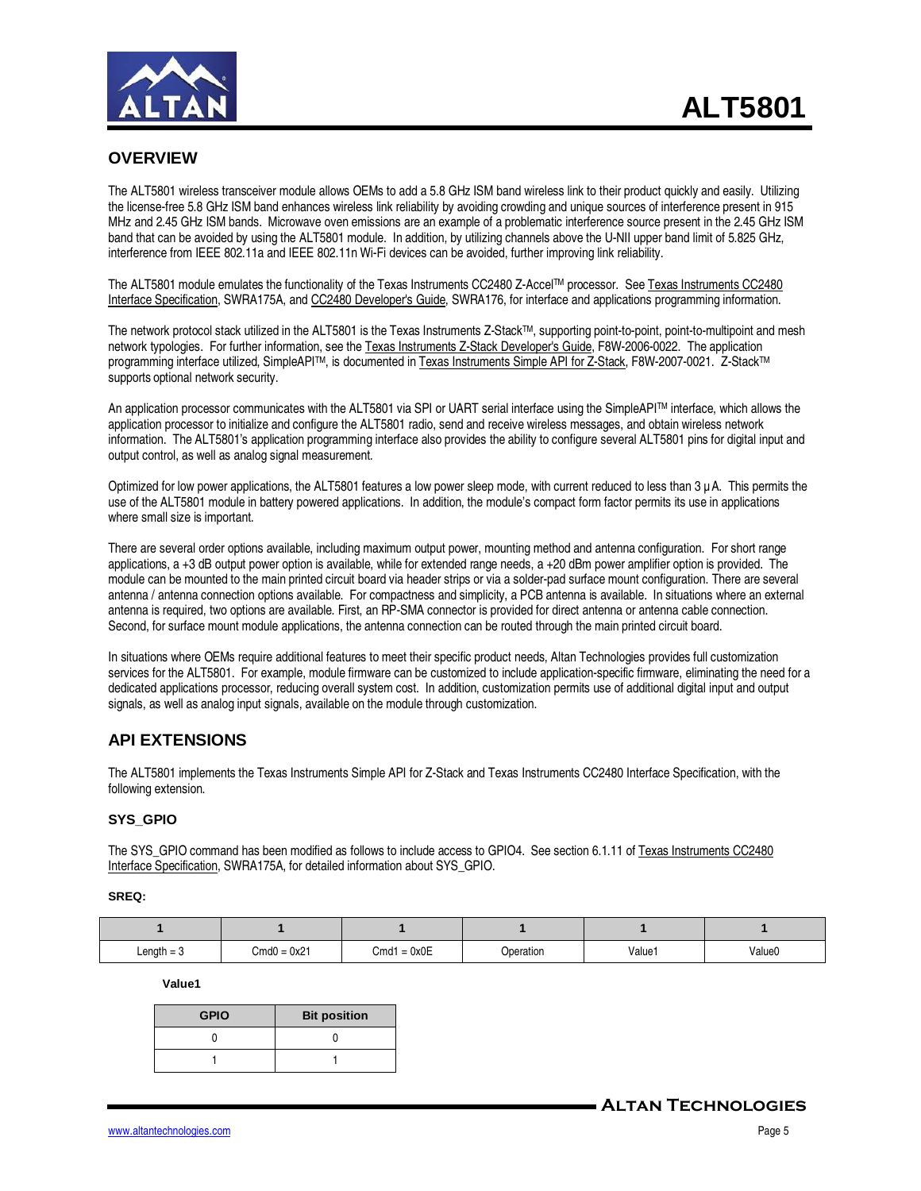## OVERVIEW

The ALT5801 wireless transceiver module allows OEMs to add a 5.8 GHz ISM band wireless link to their product quickly and easily. Utilizing the license-free 5.8 GHz ISM band enhances wireless link reliability by avoiding crowding and unique sources of interference present in 915 MHz and 2.45 GHz ISM bands. Microwave oven emissions are an example of a problematic interference source present in the 2.45 GHz ISM band that can be avoided by using the ALT5801 module. In addition, by utilizing channels above the U-NII upper band limit of 5.825 GHz, interference from IEEE 802.11a and IEEE 802.11n Wi-Fi devices can be avoided, further improving link reliability.

The ALT5801 module emulates the functionality of the Texas Instruments CC2480 Z-Accel™ processor. See Texas Instruments CC2480 Interface Specification, SWRA175A, and CC2480 Developer's Guide, SWRA176, for interface and applications programming information.

The network protocol stack utilized in the ALT5801 is the Texas Instruments Z-Stack™, supporting point-to-point, point-to-multipoint and mesh network typologies. For further information, see the Texas Instruments Z-Stack Developer's Guide, F8W-2006-0022. The application programming interface utilized, SimpleAPI™, is documented in Texas Instruments Simple API for Z-Stack, F8W-2007-0021. Z-Stack™ supports optional network security.

An application processor communicates with the ALT5801 via SPI or UART serial interface using the SimpleAPI™ interface, which allows the application processor to initialize and configure the ALT5801 radio, send and receive wireless messages, and obtain wireless network information. The ALT5801's application programming interface also provides the ability to configure several ALT5801 pins for digital input and output control, as well as analog signal measurement.

Optimized for low power applications, the ALT5801 features a low power sleep mode, with current reduced to less than 3 μA. This permits the use of the ALT5801 module in battery powered applications. In addition, the module's compact form factor permits its use in applications where small size is important.

There are several order options available, including maximum output power, mounting method and antenna configuration. For short range applications, a +3 dB output power option is available, while for extended range needs, a +20 dBm power amplifier option is provided. The module can be mounted to the main printed circuit board via header strips or via a solder-pad surface mount configuration. There are several antenna / antenna connection options available. For compactness and simplicity, a PCB antenna is available. In situations where an external antenna is required, two options are available. First, an RP-SMA connector is provided for direct antenna or antenna cable connection. Second, for surface mount module applications, the antenna connection can be routed through the main printed circuit board.

In situations where OEMs require additional features to meet their specific product needs, Altan Technologies provides full customization services for the ALT5801. For example, module firmware can be customized to include application-specific firmware, eliminating the need for a dedicated applications processor, reducing overall system cost. In addition, customization permits use of additional digital input and output signals, as well as analog input signals, available on the module through customization.

## API EXTENSIONS

The ALT5801 implements the Texas Instruments Simple API for Z-Stack and Texas Instruments CC2480 Interface Specification, with the following extension.

### SYS_GPIO

The SYS_GPIO command has been modified as follows to include access to GPIO4. See section 6.1.11 of Texas Instruments CC2480 Interface Specification, SWRA175A, for detailed information about SYS_GPIO.

**SREQ:**

| 1 | 1 | 1 | 1 | 1 | 1 |
|---|---|---|---|---|---|
| Length = 3 | Cmd0 = 0x21 | Cmd1 = 0x0E | Operation | Value1 | Value0 |

**Value1**

| GPIO | Bit position |
|---|---|
| 0 | 0 |
| 1 | 1 |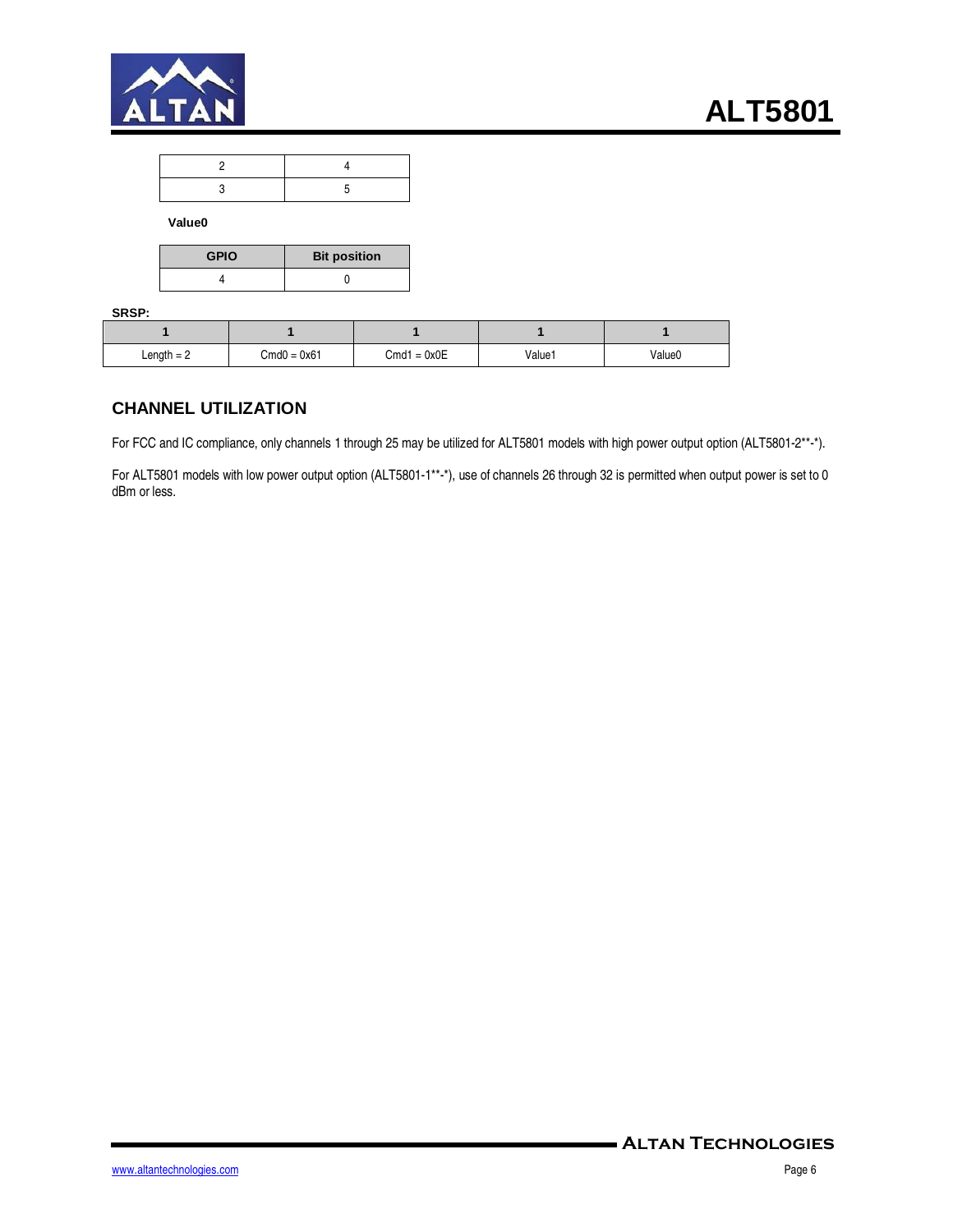| 2 | 4 |
|---|---|
| 3 | 5 |

**Value0**

| GPIO | Bit position |
|---|---|
| 4 | 0 |

**SRSP:**

| 1 | 1 | 1 | 1 | 1 |
|---|---|---|---|---|
| Length = 2 | Cmd0 = 0x61 | Cmd1 = 0x0E | Value1 | Value0 |

## CHANNEL UTILIZATION

For FCC and IC compliance, only channels 1 through 25 may be utilized for ALT5801 models with high power output option (ALT5801-2**-*).

For ALT5801 models with low power output option (ALT5801-1**-*), use of channels 26 through 32 is permitted when output power is set to 0 dBm or less.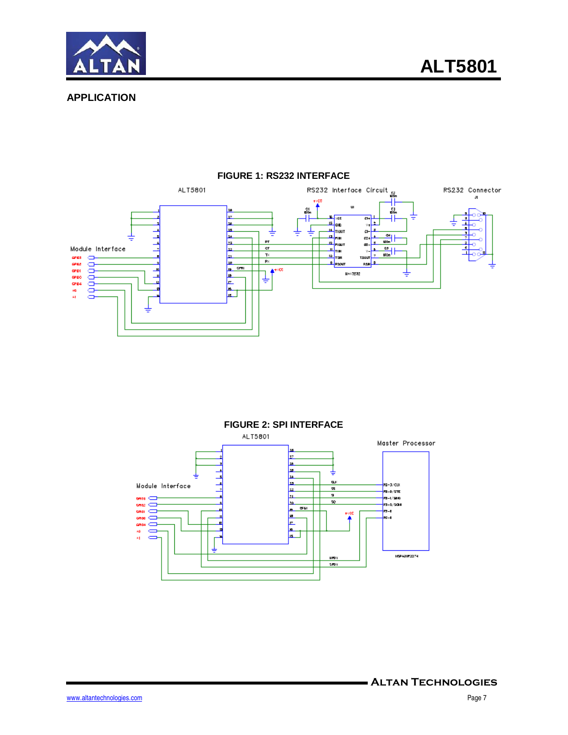## APPLICATION

**FIGURE 1: RS232 INTERFACE**

**FIGURE 2: SPI INTERFACE**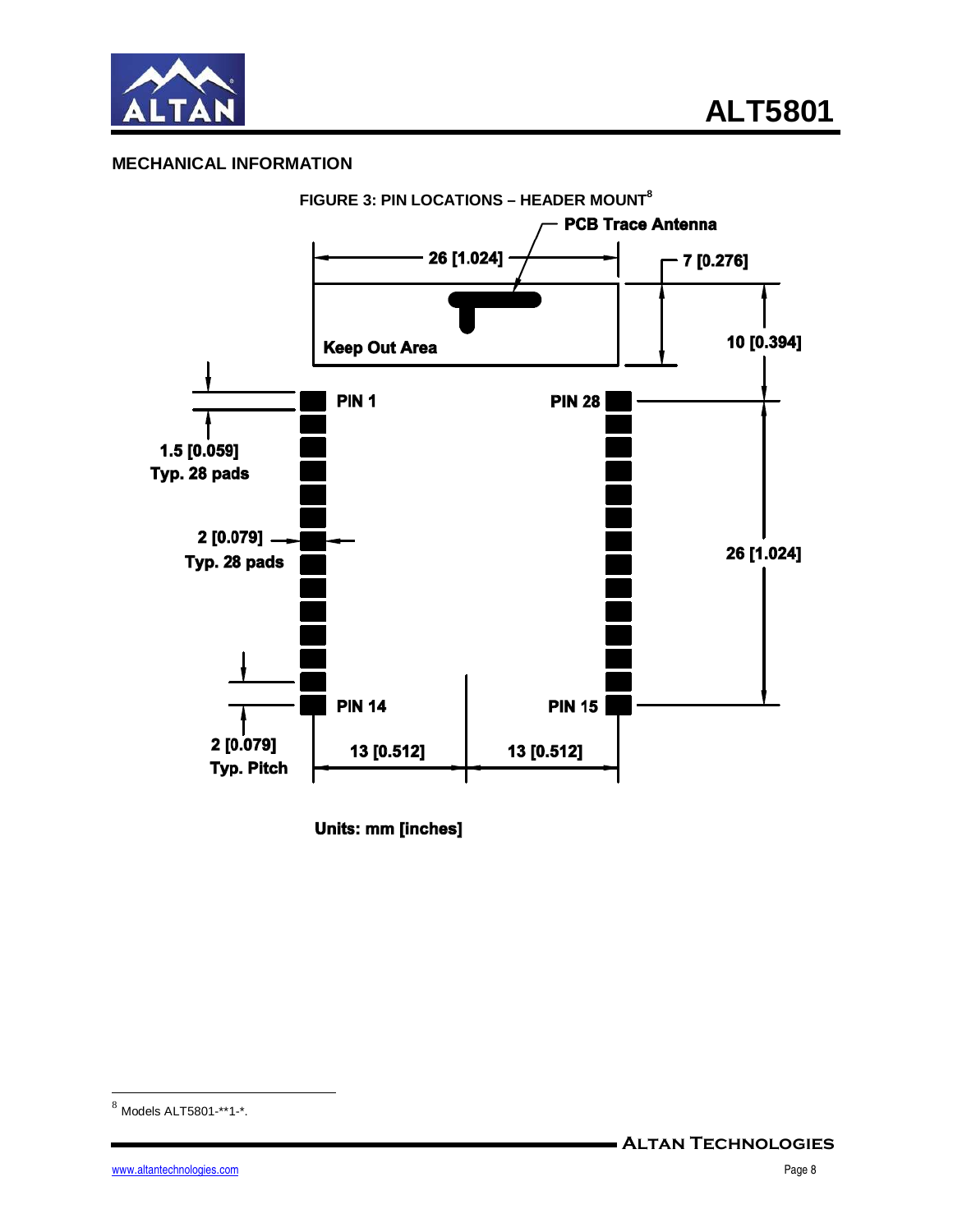## MECHANICAL INFORMATION

FIGURE 3: PIN LOCATIONS – HEADER MOUNT[8]

PCB Trace Antenna

26 [1.024]

7 [0.276]

Keep Out Area

10 [0.394]

PIN 1

PIN 28

1.5 [0.059]
Typ. 28 pads

2 [0.079]
Typ. 28 pads

26 [1.024]

PIN 14

PIN 15

2 [0.079]
Typ. Pitch

13 [0.512]

13 [0.512]

Units: mm [inches]

---

[8] Models ALT5801-**1-*.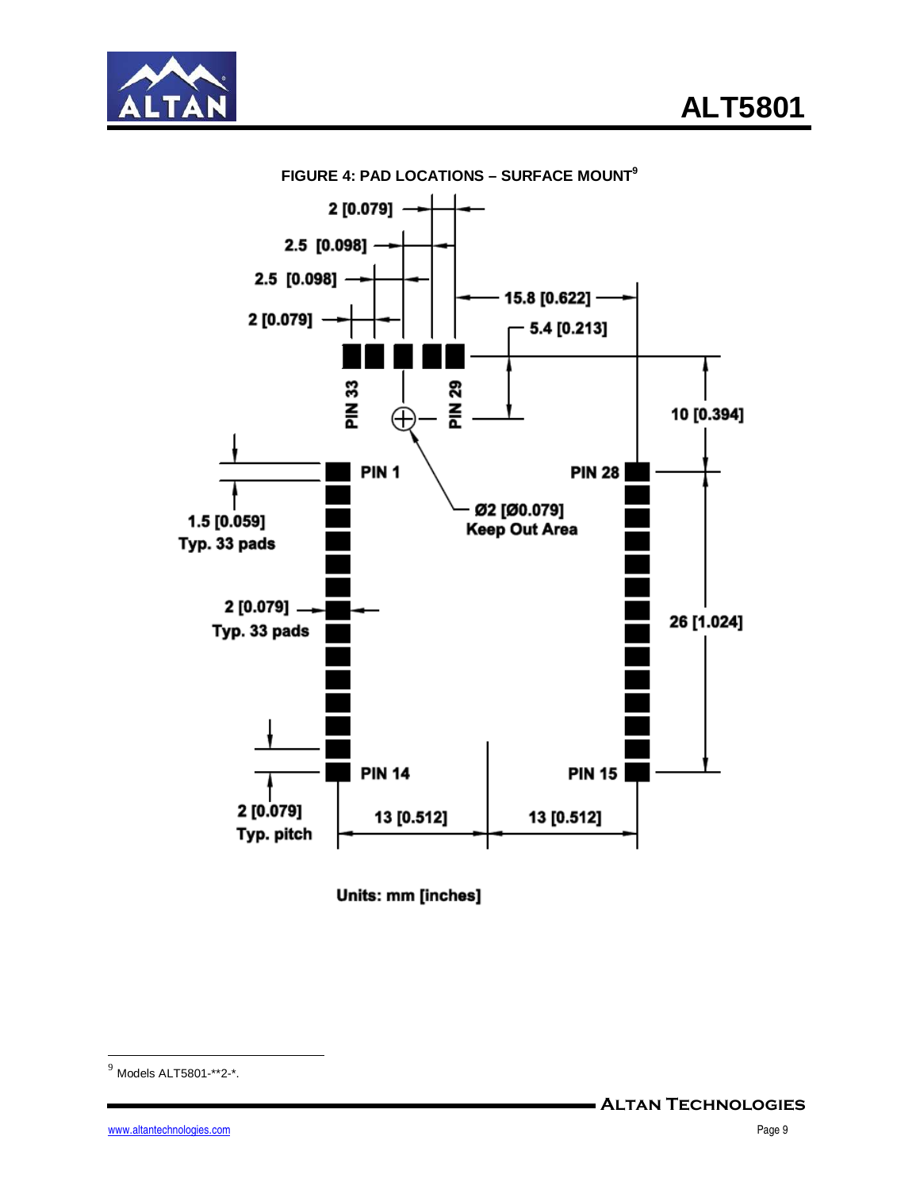**FIGURE 4: PAD LOCATIONS – SURFACE MOUNT**[9]

2 [0.079]

2.5 [0.098]

2.5 [0.098]

2 [0.079]

15.8 [0.622]

5.4 [0.213]

PIN 33

PIN 29

10 [0.394]

PIN 1

PIN 28

1.5 [0.059]
Typ. 33 pads

Ø2 [Ø0.079]
Keep Out Area

2 [0.079]
Typ. 33 pads

26 [1.024]

PIN 14

PIN 15

2 [0.079]
Typ. pitch

13 [0.512]

13 [0.512]

Units: mm [inches]

---

[9] Models ALT5801-**2-*.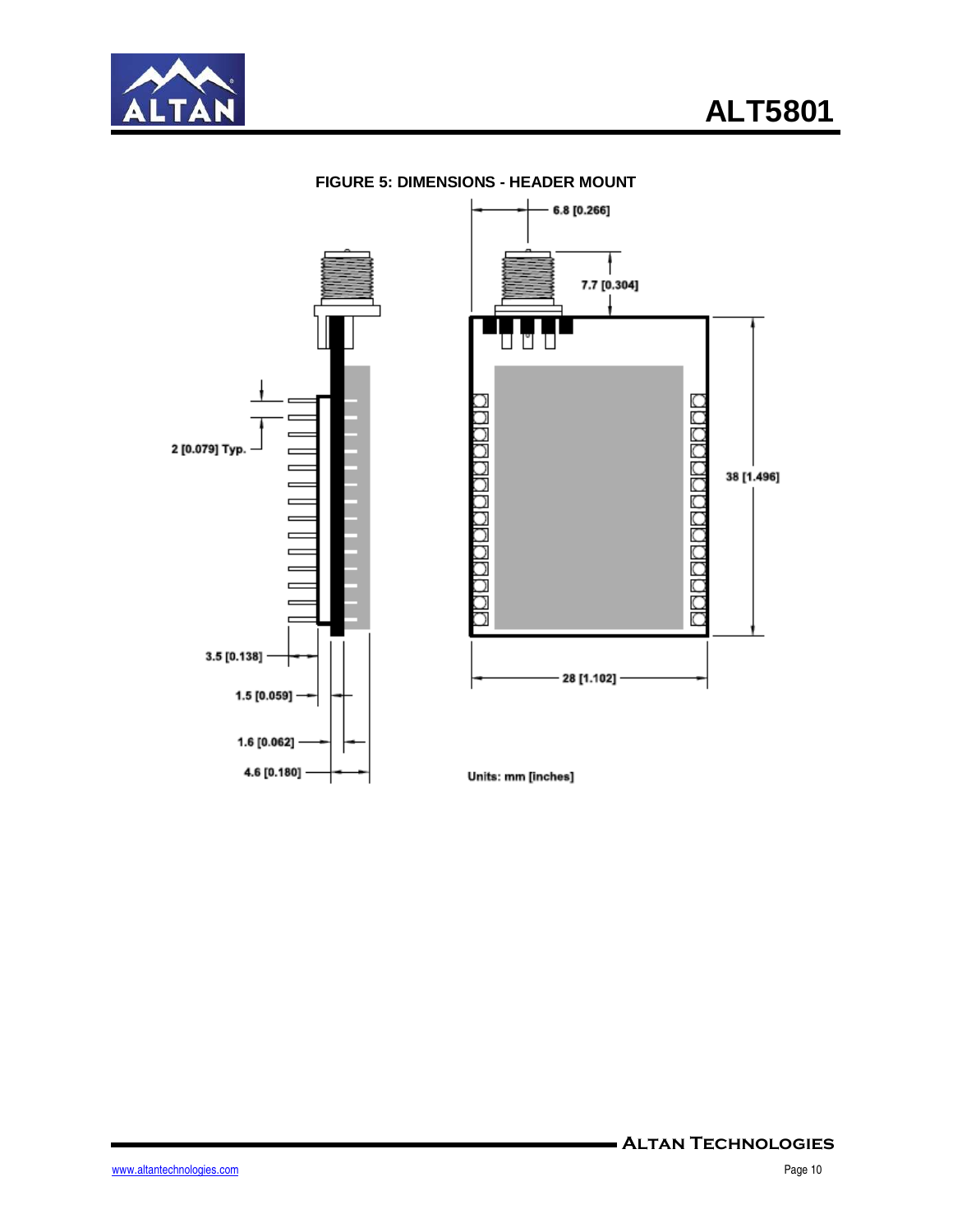**FIGURE 5: DIMENSIONS - HEADER MOUNT**

6.8 [0.266]

7.7 [0.304]

2 [0.079] Typ.

38 [1.496]

3.5 [0.138]

28 [1.102]

1.5 [0.059]

1.6 [0.062]

4.6 [0.180]

Units: mm [inches]

www.altantechnologies.com